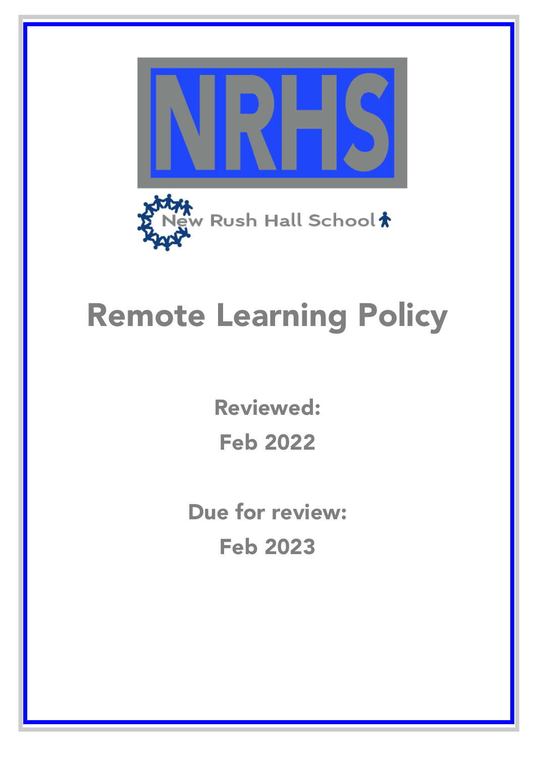NRHS

New Rush Hall School

# Remote Learning Policy

**Reviewed:**

**Feb 2022**

**Due for review:**

**Feb 2023**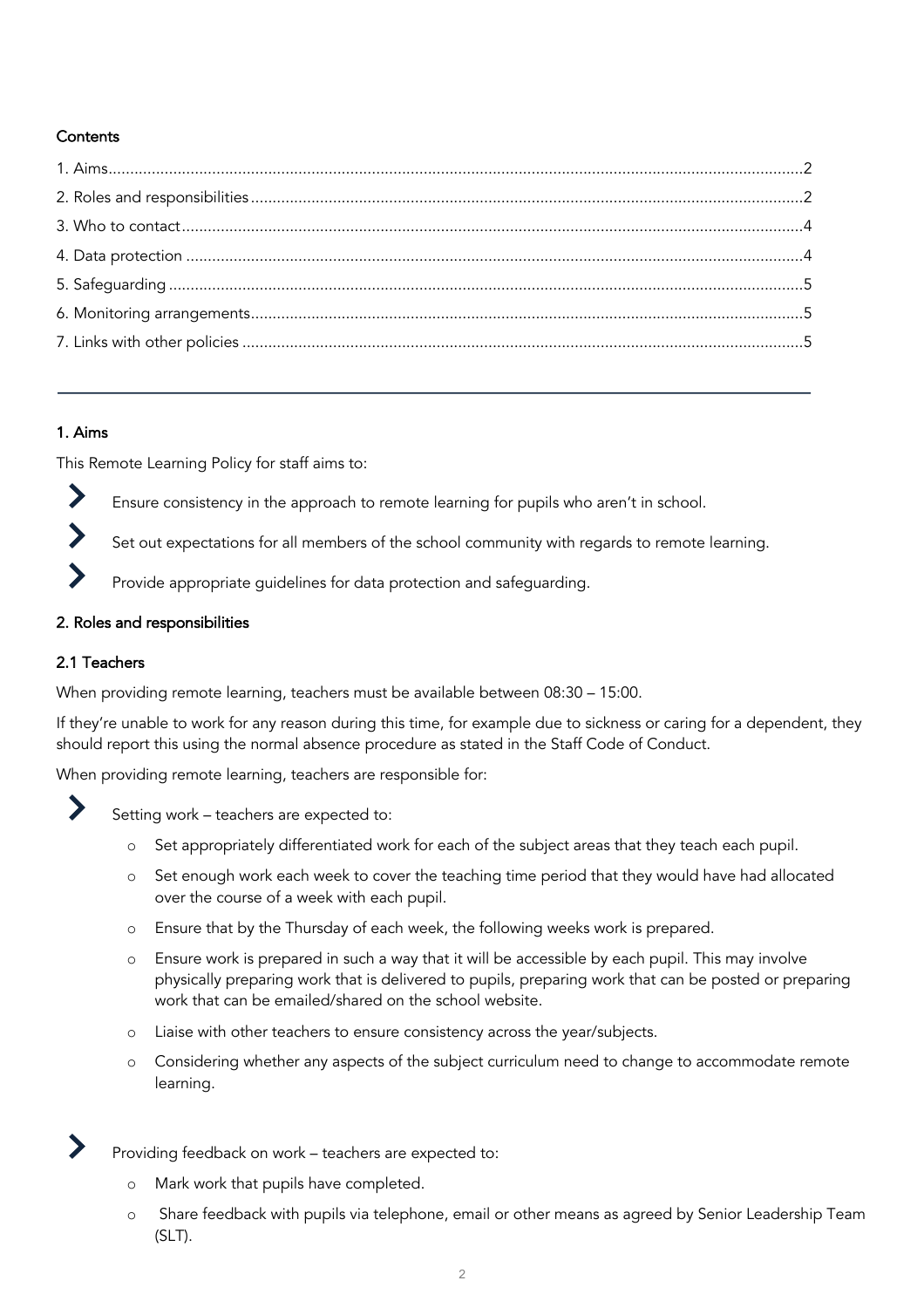**Contents**

1. Aims ... 2
2. Roles and responsibilities ... 2
3. Who to contact ... 4
4. Data protection ... 4
5. Safeguarding ... 5
6. Monitoring arrangements ... 5
7. Links with other policies ... 5

---

## 1. Aims

This Remote Learning Policy for staff aims to:

- Ensure consistency in the approach to remote learning for pupils who aren't in school.
- Set out expectations for all members of the school community with regards to remote learning.
- Provide appropriate guidelines for data protection and safeguarding.

## 2. Roles and responsibilities

### 2.1 Teachers

When providing remote learning, teachers must be available between 08:30 – 15:00.

If they're unable to work for any reason during this time, for example due to sickness or caring for a dependent, they should report this using the normal absence procedure as stated in the Staff Code of Conduct.

When providing remote learning, teachers are responsible for:

- Setting work – teachers are expected to:
    - Set appropriately differentiated work for each of the subject areas that they teach each pupil.
    - Set enough work each week to cover the teaching time period that they would have had allocated over the course of a week with each pupil.
    - Ensure that by the Thursday of each week, the following weeks work is prepared.
    - Ensure work is prepared in such a way that it will be accessible by each pupil. This may involve physically preparing work that is delivered to pupils, preparing work that can be posted or preparing work that can be emailed/shared on the school website.
    - Liaise with other teachers to ensure consistency across the year/subjects.
    - Considering whether any aspects of the subject curriculum need to change to accommodate remote learning.
- Providing feedback on work – teachers are expected to:
    - Mark work that pupils have completed.
    - Share feedback with pupils via telephone, email or other means as agreed by Senior Leadership Team (SLT).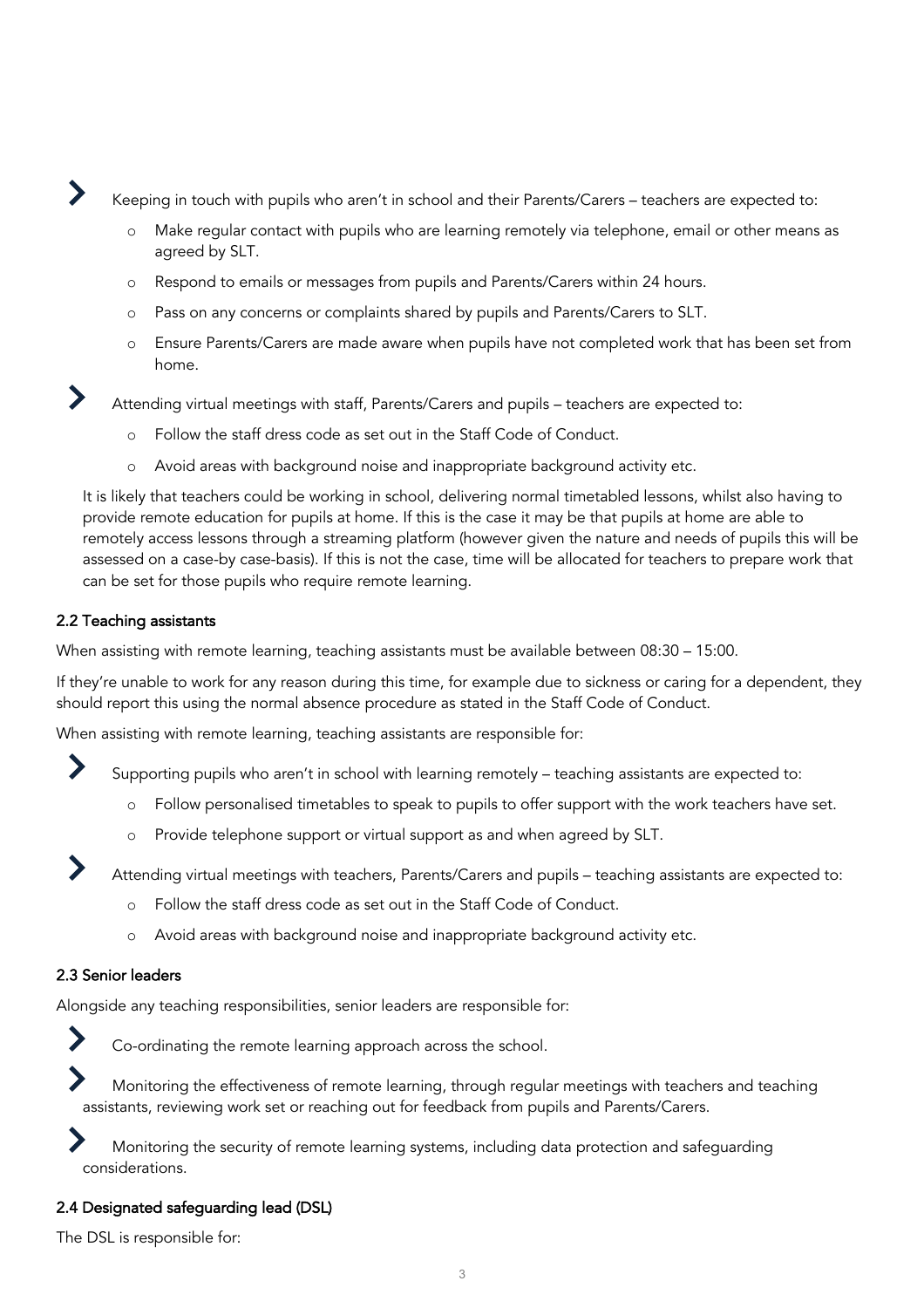- Keeping in touch with pupils who aren't in school and their Parents/Carers – teachers are expected to:
    - Make regular contact with pupils who are learning remotely via telephone, email or other means as agreed by SLT.
    - Respond to emails or messages from pupils and Parents/Carers within 24 hours.
    - Pass on any concerns or complaints shared by pupils and Parents/Carers to SLT.
    - Ensure Parents/Carers are made aware when pupils have not completed work that has been set from home.
- Attending virtual meetings with staff, Parents/Carers and pupils – teachers are expected to:
    - Follow the staff dress code as set out in the Staff Code of Conduct.
    - Avoid areas with background noise and inappropriate background activity etc.

It is likely that teachers could be working in school, delivering normal timetabled lessons, whilst also having to provide remote education for pupils at home. If this is the case it may be that pupils at home are able to remotely access lessons through a streaming platform (however given the nature and needs of pupils this will be assessed on a case-by case-basis). If this is not the case, time will be allocated for teachers to prepare work that can be set for those pupils who require remote learning.

### 2.2 Teaching assistants

When assisting with remote learning, teaching assistants must be available between 08:30 – 15:00.

If they're unable to work for any reason during this time, for example due to sickness or caring for a dependent, they should report this using the normal absence procedure as stated in the Staff Code of Conduct.

When assisting with remote learning, teaching assistants are responsible for:

- Supporting pupils who aren't in school with learning remotely – teaching assistants are expected to:
    - Follow personalised timetables to speak to pupils to offer support with the work teachers have set.
    - Provide telephone support or virtual support as and when agreed by SLT.
- Attending virtual meetings with teachers, Parents/Carers and pupils – teaching assistants are expected to:
    - Follow the staff dress code as set out in the Staff Code of Conduct.
    - Avoid areas with background noise and inappropriate background activity etc.

### 2.3 Senior leaders

Alongside any teaching responsibilities, senior leaders are responsible for:

- Co-ordinating the remote learning approach across the school.
- Monitoring the effectiveness of remote learning, through regular meetings with teachers and teaching assistants, reviewing work set or reaching out for feedback from pupils and Parents/Carers.
- Monitoring the security of remote learning systems, including data protection and safeguarding considerations.

### 2.4 Designated safeguarding lead (DSL)

The DSL is responsible for: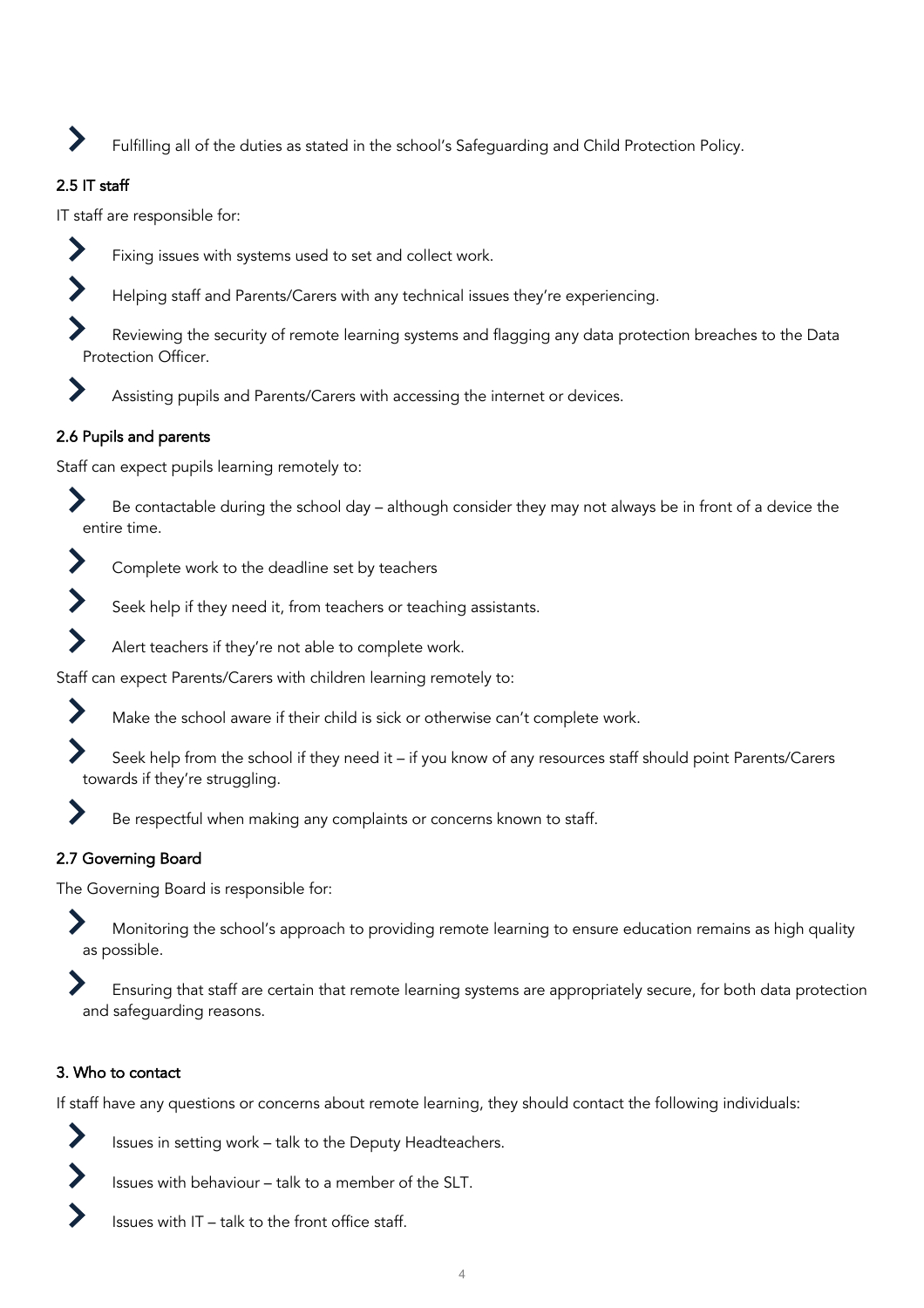- Fulfilling all of the duties as stated in the school's Safeguarding and Child Protection Policy.

### 2.5 IT staff

IT staff are responsible for:

- Fixing issues with systems used to set and collect work.
- Helping staff and Parents/Carers with any technical issues they're experiencing.
- Reviewing the security of remote learning systems and flagging any data protection breaches to the Data Protection Officer.
- Assisting pupils and Parents/Carers with accessing the internet or devices.

### 2.6 Pupils and parents

Staff can expect pupils learning remotely to:

- Be contactable during the school day – although consider they may not always be in front of a device the entire time.
- Complete work to the deadline set by teachers
- Seek help if they need it, from teachers or teaching assistants.
- Alert teachers if they're not able to complete work.

Staff can expect Parents/Carers with children learning remotely to:

- Make the school aware if their child is sick or otherwise can't complete work.
- Seek help from the school if they need it – if you know of any resources staff should point Parents/Carers towards if they're struggling.
- Be respectful when making any complaints or concerns known to staff.

### 2.7 Governing Board

The Governing Board is responsible for:

- Monitoring the school's approach to providing remote learning to ensure education remains as high quality as possible.
- Ensuring that staff are certain that remote learning systems are appropriately secure, for both data protection and safeguarding reasons.

## 3. Who to contact

If staff have any questions or concerns about remote learning, they should contact the following individuals:

- Issues in setting work – talk to the Deputy Headteachers.
- Issues with behaviour – talk to a member of the SLT.
- Issues with IT – talk to the front office staff.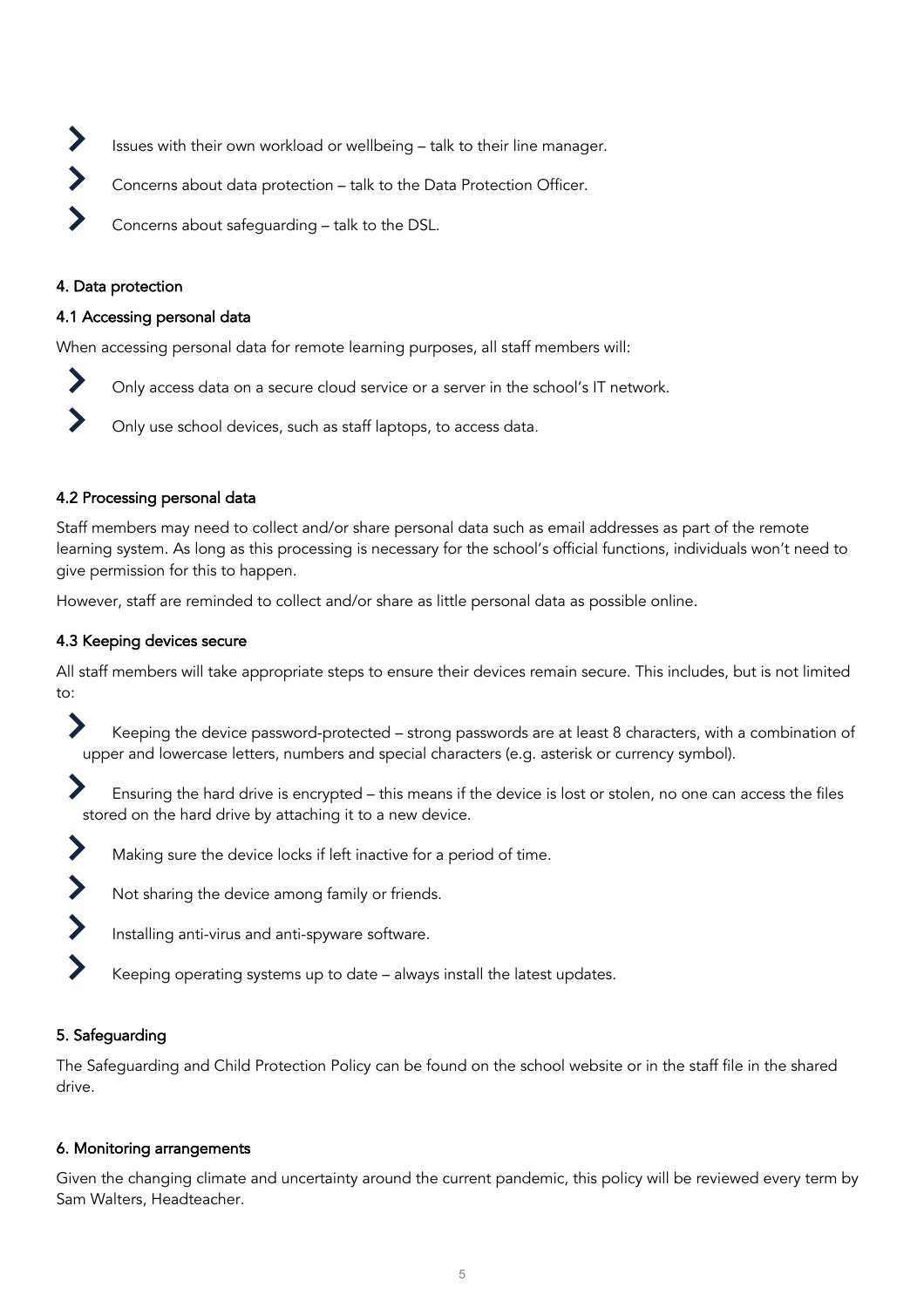- Issues with their own workload or wellbeing – talk to their line manager.
- Concerns about data protection – talk to the Data Protection Officer.
- Concerns about safeguarding – talk to the DSL.

## 4. Data protection

### 4.1 Accessing personal data

When accessing personal data for remote learning purposes, all staff members will:

- Only access data on a secure cloud service or a server in the school's IT network.
- Only use school devices, such as staff laptops, to access data.

### 4.2 Processing personal data

Staff members may need to collect and/or share personal data such as email addresses as part of the remote learning system. As long as this processing is necessary for the school's official functions, individuals won't need to give permission for this to happen.

However, staff are reminded to collect and/or share as little personal data as possible online.

### 4.3 Keeping devices secure

All staff members will take appropriate steps to ensure their devices remain secure. This includes, but is not limited to:

- Keeping the device password-protected – strong passwords are at least 8 characters, with a combination of upper and lowercase letters, numbers and special characters (e.g. asterisk or currency symbol).
- Ensuring the hard drive is encrypted – this means if the device is lost or stolen, no one can access the files stored on the hard drive by attaching it to a new device.
- Making sure the device locks if left inactive for a period of time.
- Not sharing the device among family or friends.
- Installing anti-virus and anti-spyware software.
- Keeping operating systems up to date – always install the latest updates.

## 5. Safeguarding

The Safeguarding and Child Protection Policy can be found on the school website or in the staff file in the shared drive.

## 6. Monitoring arrangements

Given the changing climate and uncertainty around the current pandemic, this policy will be reviewed every term by Sam Walters, Headteacher.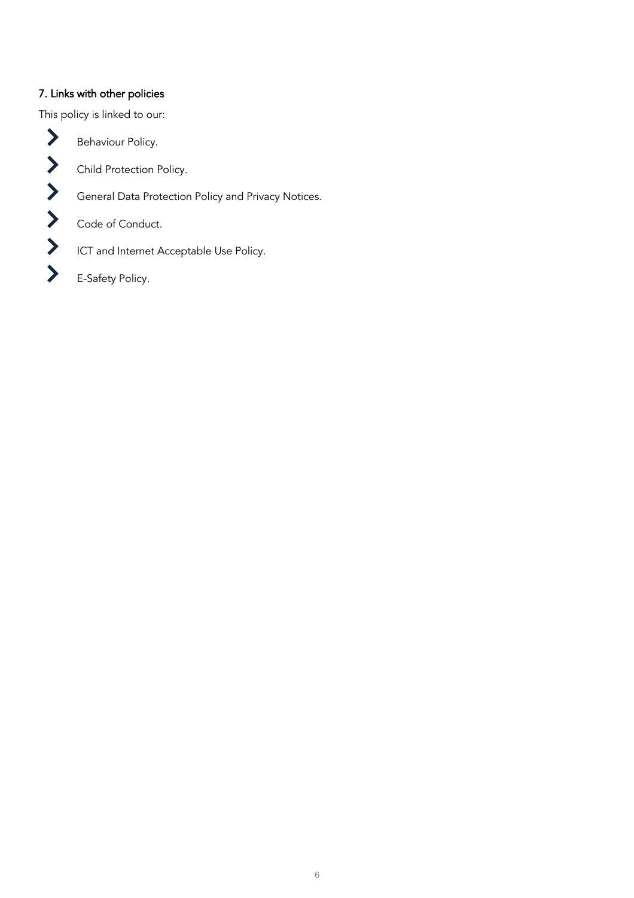## 7. Links with other policies

This policy is linked to our:

- Behaviour Policy.
- Child Protection Policy.
- General Data Protection Policy and Privacy Notices.
- Code of Conduct.
- ICT and Internet Acceptable Use Policy.
- E-Safety Policy.